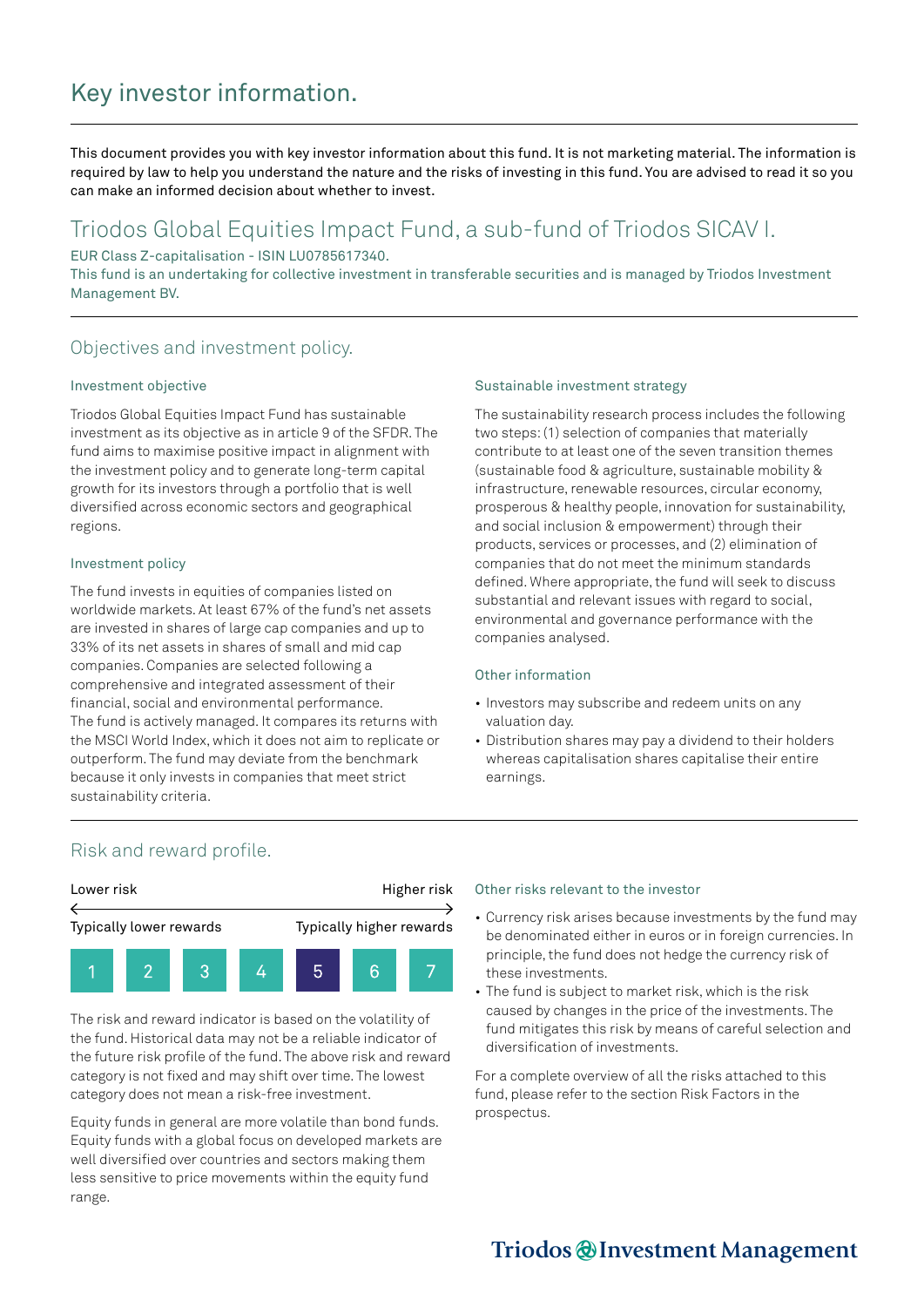# Key investor information.

This document provides you with key investor information about this fund. It is not marketing material. The information is required by law to help you understand the nature and the risks of investing in this fund. You are advised to read it so you can make an informed decision about whether to invest.

## Triodos Global Equities Impact Fund, a sub-fund of Triodos SICAV I.

EUR Class Z-capitalisation - ISIN LU0785617340.

This fund is an undertaking for collective investment in transferable securities and is managed by Triodos Investment Management BV.

## Objectives and investment policy.

### Investment objective

Triodos Global Equities Impact Fund has sustainable investment as its objective as in article 9 of the SFDR. The fund aims to maximise positive impact in alignment with the investment policy and to generate long-term capital growth for its investors through a portfolio that is well diversified across economic sectors and geographical regions.

### Investment policy

The fund invests in equities of companies listed on worldwide markets. At least 67% of the fund's net assets are invested in shares of large cap companies and up to 33% of its net assets in shares of small and mid cap companies. Companies are selected following a comprehensive and integrated assessment of their financial, social and environmental performance.
The fund is actively managed. It compares its returns with the MSCI World Index, which it does not aim to replicate or outperform. The fund may deviate from the benchmark because it only invests in companies that meet strict sustainability criteria.

### Sustainable investment strategy

The sustainability research process includes the following two steps: (1) selection of companies that materially contribute to at least one of the seven transition themes (sustainable food & agriculture, sustainable mobility & infrastructure, renewable resources, circular economy, prosperous & healthy people, innovation for sustainability, and social inclusion & empowerment) through their products, services or processes, and (2) elimination of companies that do not meet the minimum standards defined. Where appropriate, the fund will seek to discuss substantial and relevant issues with regard to social, environmental and governance performance with the companies analysed.

### Other information

- Investors may subscribe and redeem units on any valuation day.
- Distribution shares may pay a dividend to their holders whereas capitalisation shares capitalise their entire earnings.

## Risk and reward profile.

| Lower risk | | | | | | Higher risk |
|---|---|---|---|---|---|---|
| Typically lower rewards | | | | | | Typically higher rewards |
| 1 | 2 | 3 | 4 | **5** | 6 | 7 |

The risk and reward indicator is based on the volatility of the fund. Historical data may not be a reliable indicator of the future risk profile of the fund. The above risk and reward category is not fixed and may shift over time. The lowest category does not mean a risk-free investment.

Equity funds in general are more volatile than bond funds. Equity funds with a global focus on developed markets are well diversified over countries and sectors making them less sensitive to price movements within the equity fund range.

### Other risks relevant to the investor

- Currency risk arises because investments by the fund may be denominated either in euros or in foreign currencies. In principle, the fund does not hedge the currency risk of these investments.
- The fund is subject to market risk, which is the risk caused by changes in the price of the investments. The fund mitigates this risk by means of careful selection and diversification of investments.

For a complete overview of all the risks attached to this fund, please refer to the section Risk Factors in the prospectus.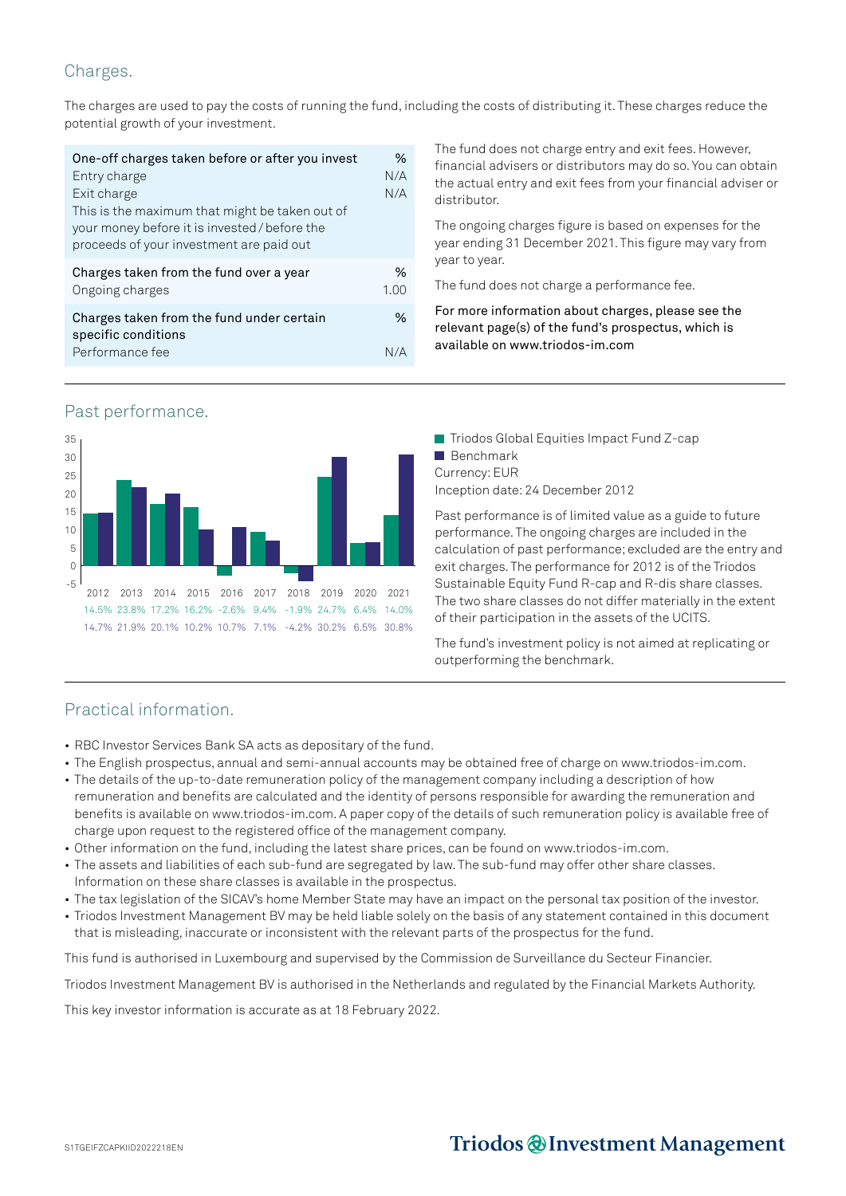## Charges.

The charges are used to pay the costs of running the fund, including the costs of distributing it. These charges reduce the potential growth of your investment.

| One-off charges taken before or after you invest | % |
|---|---|
| Entry charge | N/A |
| Exit charge | N/A |
| This is the maximum that might be taken out of your money before it is invested / before the proceeds of your investment are paid out | |
| **Charges taken from the fund over a year** | **%** |
| Ongoing charges | 1.00 |
| **Charges taken from the fund under certain specific conditions** | **%** |
| Performance fee | N/A |

The fund does not charge entry and exit fees. However, financial advisers or distributors may do so. You can obtain the actual entry and exit fees from your financial adviser or distributor.

The ongoing charges figure is based on expenses for the year ending 31 December 2021. This figure may vary from year to year.

The fund does not charge a performance fee.

For more information about charges, please see the relevant page(s) of the fund's prospectus, which is available on www.triodos-im.com

## Past performance.

35
30
25
20
15
10
5
0
-5

2012 2013 2014 2015 2016 2017 2018 2019 2020 2021

14.5% 23.8% 17.2% 16.2% -2.6% 9.4% -1.9% 24.7% 6.4% 14.0%

14.7% 21.9% 20.1% 10.2% 10.7% 7.1% -4.2% 30.2% 6.5% 30.8%

Triodos Global Equities Impact Fund Z-cap
Benchmark
Currency: EUR
Inception date: 24 December 2012

Past performance is of limited value as a guide to future performance. The ongoing charges are included in the calculation of past performance; excluded are the entry and exit charges. The performance for 2012 is of the Triodos Sustainable Equity Fund R-cap and R-dis share classes. The two share classes do not differ materially in the extent of their participation in the assets of the UCITS.

The fund's investment policy is not aimed at replicating or outperforming the benchmark.

## Practical information.

- RBC Investor Services Bank SA acts as depositary of the fund.
- The English prospectus, annual and semi-annual accounts may be obtained free of charge on www.triodos-im.com.
- The details of the up-to-date remuneration policy of the management company including a description of how remuneration and benefits are calculated and the identity of persons responsible for awarding the remuneration and benefits is available on www.triodos-im.com. A paper copy of the details of such remuneration policy is available free of charge upon request to the registered office of the management company.
- Other information on the fund, including the latest share prices, can be found on www.triodos-im.com.
- The assets and liabilities of each sub-fund are segregated by law. The sub-fund may offer other share classes. Information on these share classes is available in the prospectus.
- The tax legislation of the SICAV's home Member State may have an impact on the personal tax position of the investor.
- Triodos Investment Management BV may be held liable solely on the basis of any statement contained in this document that is misleading, inaccurate or inconsistent with the relevant parts of the prospectus for the fund.

This fund is authorised in Luxembourg and supervised by the Commission de Surveillance du Secteur Financier.

Triodos Investment Management BV is authorised in the Netherlands and regulated by the Financial Markets Authority.

This key investor information is accurate as at 18 February 2022.

S1TGEIFZCAPKIID2022218EN

Triodos Investment Management